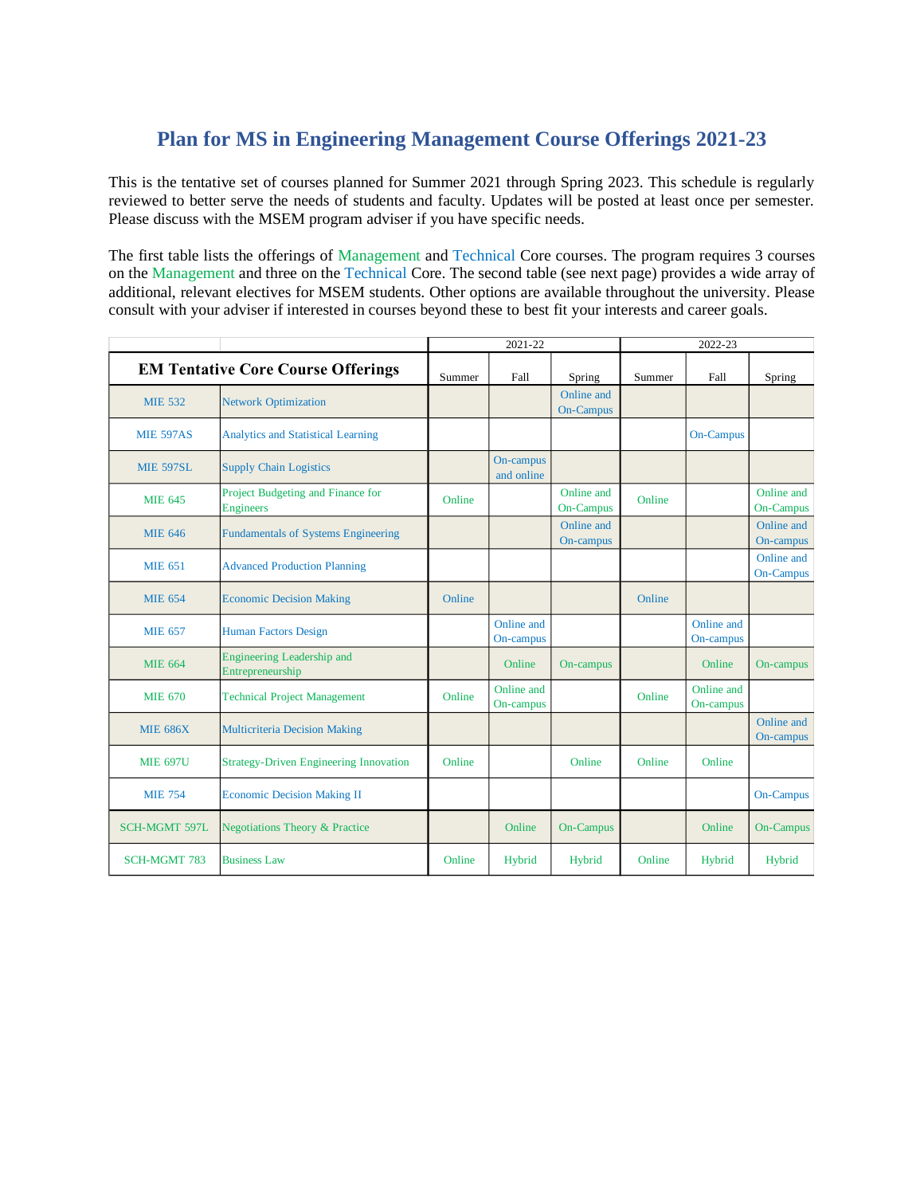# Plan for MS in Engineering Management Course Offerings 2021-23

This is the tentative set of courses planned for Summer 2021 through Spring 2023. This schedule is regularly reviewed to better serve the needs of students and faculty. Updates will be posted at least once per semester. Please discuss with the MSEM program adviser if you have specific needs.

The first table lists the offerings of Management and Technical Core courses. The program requires 3 courses on the Management and three on the Technical Core. The second table (see next page) provides a wide array of additional, relevant electives for MSEM students. Other options are available throughout the university. Please consult with your adviser if interested in courses beyond these to best fit your interests and career goals.

| | | 2021-22 | | | 2022-23 | | |
|---|---|---|---|---|---|---|---|
| **EM Tentative Core Course Offerings** | | Summer | Fall | Spring | Summer | Fall | Spring |
| MIE 532 | Network Optimization | | | Online and On-Campus | | | |
| MIE 597AS | Analytics and Statistical Learning | | | | | On-Campus | |
| MIE 597SL | Supply Chain Logistics | | On-campus and online | | | | |
| MIE 645 | Project Budgeting and Finance for Engineers | Online | | Online and On-Campus | Online | | Online and On-Campus |
| MIE 646 | Fundamentals of Systems Engineering | | | Online and On-campus | | | Online and On-campus |
| MIE 651 | Advanced Production Planning | | | | | | Online and On-Campus |
| MIE 654 | Economic Decision Making | Online | | | Online | | |
| MIE 657 | Human Factors Design | | Online and On-campus | | | Online and On-campus | |
| MIE 664 | Engineering Leadership and Entrepreneurship | | Online | On-campus | | Online | On-campus |
| MIE 670 | Technical Project Management | Online | Online and On-campus | | Online | Online and On-campus | |
| MIE 686X | Multicriteria Decision Making | | | | | | Online and On-campus |
| MIE 697U | Strategy-Driven Engineering Innovation | Online | | Online | Online | Online | |
| MIE 754 | Economic Decision Making II | | | | | | On-Campus |
| SCH-MGMT 597L | Negotiations Theory & Practice | | Online | On-Campus | | Online | On-Campus |
| SCH-MGMT 783 | Business Law | Online | Hybrid | Hybrid | Online | Hybrid | Hybrid |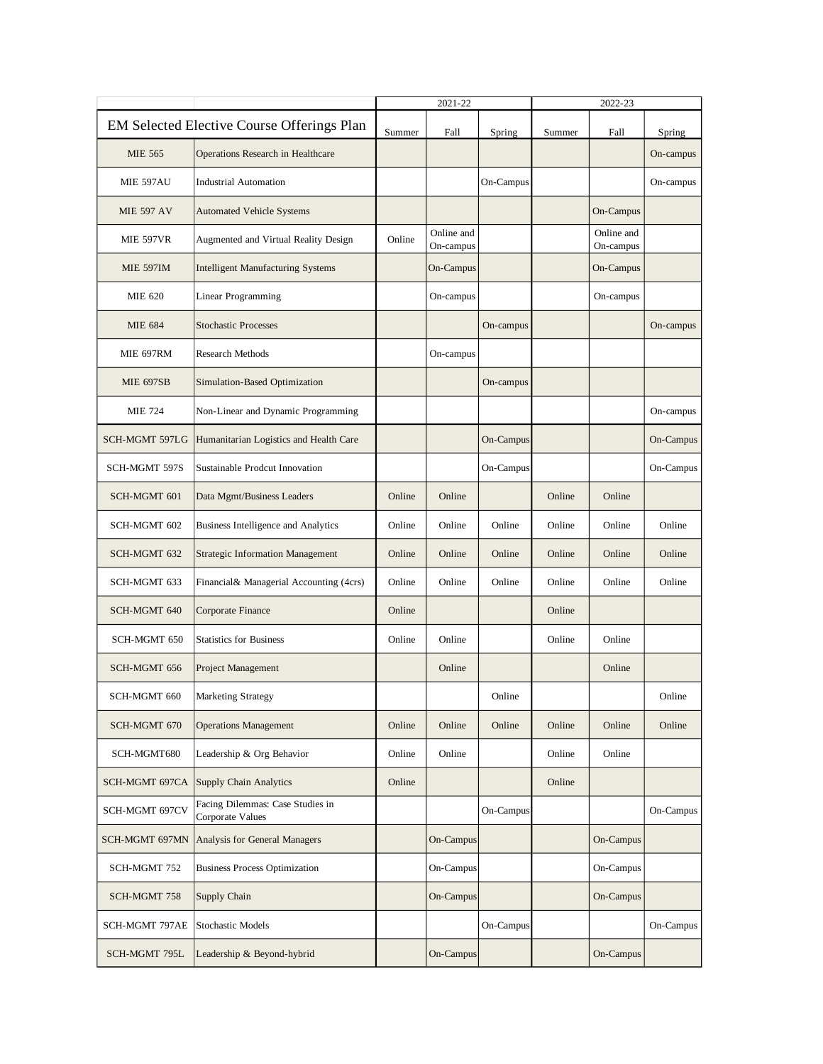| | | 2021-22 | | | 2022-23 | | |
|---|---|---|---|---|---|---|---|
| EM Selected Elective Course Offerings Plan | | Summer | Fall | Spring | Summer | Fall | Spring |
| MIE 565 | Operations Research in Healthcare | | | | | | On-campus |
| MIE 597AU | Industrial Automation | | | On-Campus | | | On-campus |
| MIE 597 AV | Automated Vehicle Systems | | | | | On-Campus | |
| MIE 597VR | Augmented and Virtual Reality Design | Online | Online and On-campus | | | Online and On-campus | |
| MIE 597IM | Intelligent Manufacturing Systems | | On-Campus | | | On-Campus | |
| MIE 620 | Linear Programming | | On-campus | | | On-campus | |
| MIE 684 | Stochastic Processes | | | On-campus | | | On-campus |
| MIE 697RM | Research Methods | | On-campus | | | | |
| MIE 697SB | Simulation-Based Optimization | | | On-campus | | | |
| MIE 724 | Non-Linear and Dynamic Programming | | | | | | On-campus |
| SCH-MGMT 597LG | Humanitarian Logistics and Health Care | | | On-Campus | | | On-Campus |
| SCH-MGMT 597S | Sustainable Prodcut Innovation | | | On-Campus | | | On-Campus |
| SCH-MGMT 601 | Data Mgmt/Business Leaders | Online | Online | | Online | Online | |
| SCH-MGMT 602 | Business Intelligence and Analytics | Online | Online | Online | Online | Online | Online |
| SCH-MGMT 632 | Strategic Information Management | Online | Online | Online | Online | Online | Online |
| SCH-MGMT 633 | Financial& Managerial Accounting (4crs) | Online | Online | Online | Online | Online | Online |
| SCH-MGMT 640 | Corporate Finance | Online | | | Online | | |
| SCH-MGMT 650 | Statistics for Business | Online | Online | | Online | Online | |
| SCH-MGMT 656 | Project Management | | Online | | | Online | |
| SCH-MGMT 660 | Marketing Strategy | | | Online | | | Online |
| SCH-MGMT 670 | Operations Management | Online | Online | Online | Online | Online | Online |
| SCH-MGMT680 | Leadership & Org Behavior | Online | Online | | Online | Online | |
| SCH-MGMT 697CA | Supply Chain Analytics | Online | | | Online | | |
| SCH-MGMT 697CV | Facing Dilemmas: Case Studies in Corporate Values | | | On-Campus | | | On-Campus |
| SCH-MGMT 697MN | Analysis for General Managers | | On-Campus | | | On-Campus | |
| SCH-MGMT 752 | Business Process Optimization | | On-Campus | | | On-Campus | |
| SCH-MGMT 758 | Supply Chain | | On-Campus | | | On-Campus | |
| SCH-MGMT 797AE | Stochastic Models | | | On-Campus | | | On-Campus |
| SCH-MGMT 795L | Leadership & Beyond-hybrid | | On-Campus | | | On-Campus | |